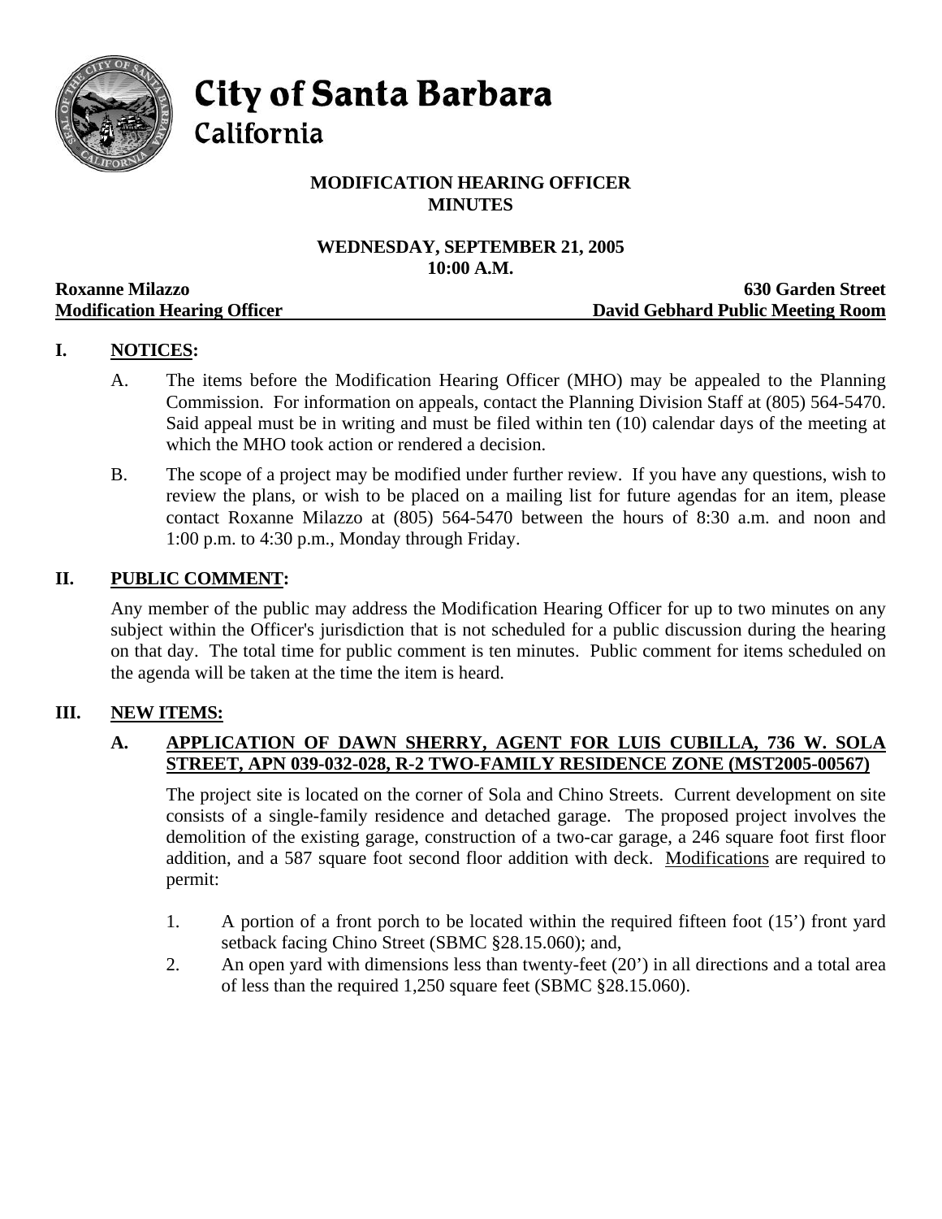# City of Santa Barbara
## California

**MODIFICATION HEARING OFFICER**
**MINUTES**

**WEDNESDAY, SEPTEMBER 21, 2005**
**10:00 A.M.**

**Roxanne Milazzo** — **630 Garden Street**
**Modification Hearing Officer** — **David Gebhard Public Meeting Room**

## I. NOTICES:

A. The items before the Modification Hearing Officer (MHO) may be appealed to the Planning Commission. For information on appeals, contact the Planning Division Staff at (805) 564-5470. Said appeal must be in writing and must be filed within ten (10) calendar days of the meeting at which the MHO took action or rendered a decision.

B. The scope of a project may be modified under further review. If you have any questions, wish to review the plans, or wish to be placed on a mailing list for future agendas for an item, please contact Roxanne Milazzo at (805) 564-5470 between the hours of 8:30 a.m. and noon and 1:00 p.m. to 4:30 p.m., Monday through Friday.

## II. PUBLIC COMMENT:

Any member of the public may address the Modification Hearing Officer for up to two minutes on any subject within the Officer's jurisdiction that is not scheduled for a public discussion during the hearing on that day. The total time for public comment is ten minutes. Public comment for items scheduled on the agenda will be taken at the time the item is heard.

## III. NEW ITEMS:

### A. APPLICATION OF DAWN SHERRY, AGENT FOR LUIS CUBILLA, 736 W. SOLA STREET, APN 039-032-028, R-2 TWO-FAMILY RESIDENCE ZONE (MST2005-00567)

The project site is located on the corner of Sola and Chino Streets. Current development on site consists of a single-family residence and detached garage. The proposed project involves the demolition of the existing garage, construction of a two-car garage, a 246 square foot first floor addition, and a 587 square foot second floor addition with deck. Modifications are required to permit:

1. A portion of a front porch to be located within the required fifteen foot (15') front yard setback facing Chino Street (SBMC §28.15.060); and,
2. An open yard with dimensions less than twenty-feet (20') in all directions and a total area of less than the required 1,250 square feet (SBMC §28.15.060).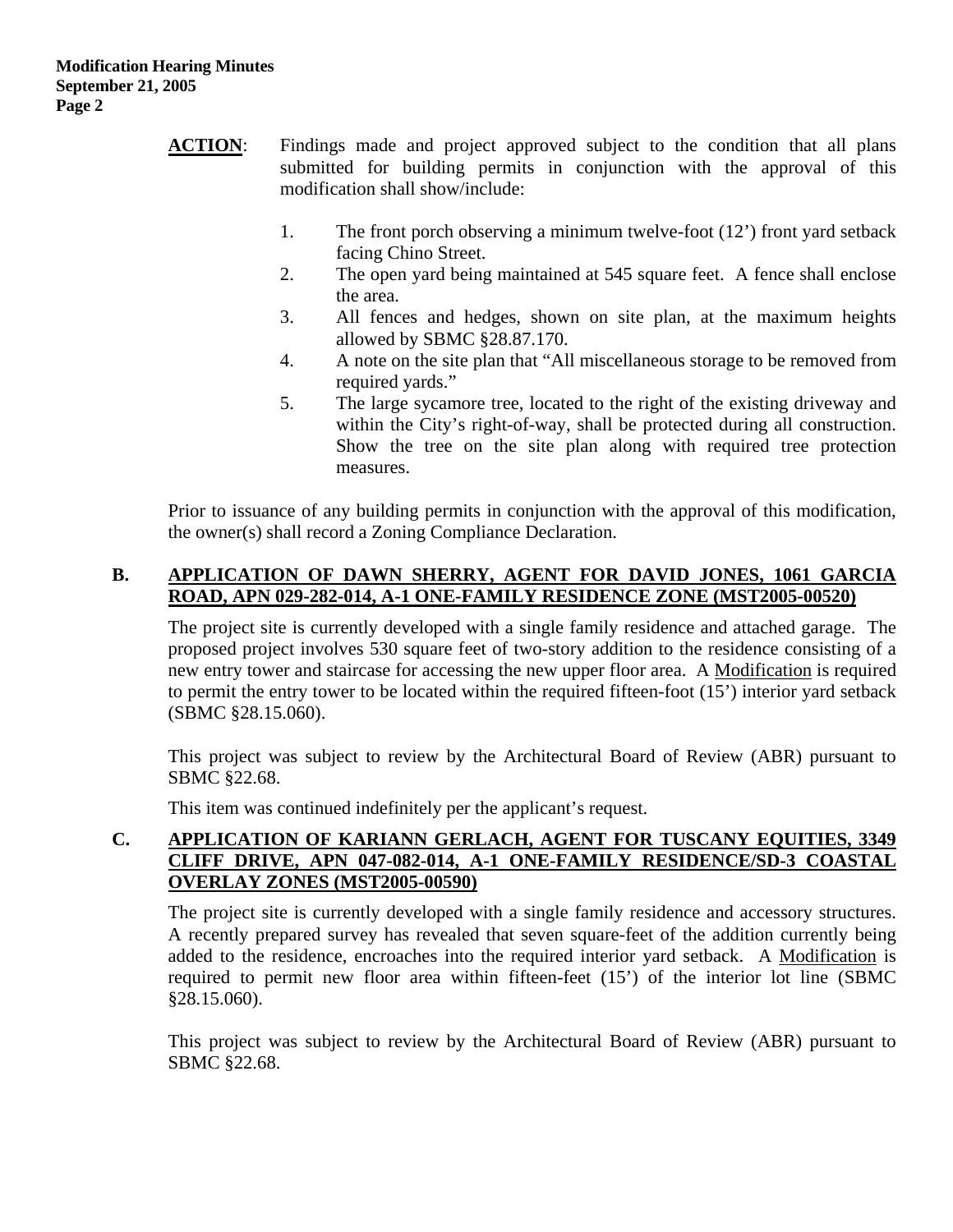**ACTION**: Findings made and project approved subject to the condition that all plans submitted for building permits in conjunction with the approval of this modification shall show/include:

1. The front porch observing a minimum twelve-foot (12') front yard setback facing Chino Street.
2. The open yard being maintained at 545 square feet. A fence shall enclose the area.
3. All fences and hedges, shown on site plan, at the maximum heights allowed by SBMC §28.87.170.
4. A note on the site plan that "All miscellaneous storage to be removed from required yards."
5. The large sycamore tree, located to the right of the existing driveway and within the City's right-of-way, shall be protected during all construction. Show the tree on the site plan along with required tree protection measures.

Prior to issuance of any building permits in conjunction with the approval of this modification, the owner(s) shall record a Zoning Compliance Declaration.

## B. APPLICATION OF DAWN SHERRY, AGENT FOR DAVID JONES, 1061 GARCIA ROAD, APN 029-282-014, A-1 ONE-FAMILY RESIDENCE ZONE (MST2005-00520)

The project site is currently developed with a single family residence and attached garage. The proposed project involves 530 square feet of two-story addition to the residence consisting of a new entry tower and staircase for accessing the new upper floor area. A Modification is required to permit the entry tower to be located within the required fifteen-foot (15') interior yard setback (SBMC §28.15.060).

This project was subject to review by the Architectural Board of Review (ABR) pursuant to SBMC §22.68.

This item was continued indefinitely per the applicant's request.

## C. APPLICATION OF KARIANN GERLACH, AGENT FOR TUSCANY EQUITIES, 3349 CLIFF DRIVE, APN 047-082-014, A-1 ONE-FAMILY RESIDENCE/SD-3 COASTAL OVERLAY ZONES (MST2005-00590)

The project site is currently developed with a single family residence and accessory structures. A recently prepared survey has revealed that seven square-feet of the addition currently being added to the residence, encroaches into the required interior yard setback. A Modification is required to permit new floor area within fifteen-feet (15') of the interior lot line (SBMC §28.15.060).

This project was subject to review by the Architectural Board of Review (ABR) pursuant to SBMC §22.68.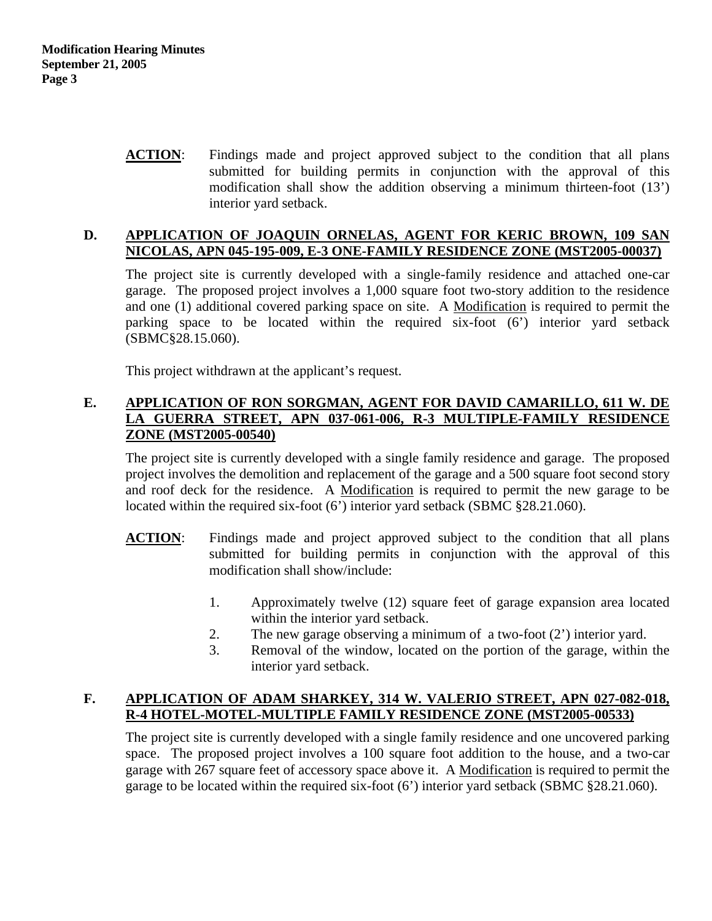**ACTION**: Findings made and project approved subject to the condition that all plans submitted for building permits in conjunction with the approval of this modification shall show the addition observing a minimum thirteen-foot (13') interior yard setback.

### D. APPLICATION OF JOAQUIN ORNELAS, AGENT FOR KERIC BROWN, 109 SAN NICOLAS, APN 045-195-009, E-3 ONE-FAMILY RESIDENCE ZONE (MST2005-00037)

The project site is currently developed with a single-family residence and attached one-car garage. The proposed project involves a 1,000 square foot two-story addition to the residence and one (1) additional covered parking space on site. A Modification is required to permit the parking space to be located within the required six-foot (6') interior yard setback (SBMC§28.15.060).

This project withdrawn at the applicant's request.

### E. APPLICATION OF RON SORGMAN, AGENT FOR DAVID CAMARILLO, 611 W. DE LA GUERRA STREET, APN 037-061-006, R-3 MULTIPLE-FAMILY RESIDENCE ZONE (MST2005-00540)

The project site is currently developed with a single family residence and garage. The proposed project involves the demolition and replacement of the garage and a 500 square foot second story and roof deck for the residence. A Modification is required to permit the new garage to be located within the required six-foot (6') interior yard setback (SBMC §28.21.060).

**ACTION**: Findings made and project approved subject to the condition that all plans submitted for building permits in conjunction with the approval of this modification shall show/include:

1. Approximately twelve (12) square feet of garage expansion area located within the interior yard setback.
2. The new garage observing a minimum of a two-foot (2') interior yard.
3. Removal of the window, located on the portion of the garage, within the interior yard setback.

### F. APPLICATION OF ADAM SHARKEY, 314 W. VALERIO STREET, APN 027-082-018, R-4 HOTEL-MOTEL-MULTIPLE FAMILY RESIDENCE ZONE (MST2005-00533)

The project site is currently developed with a single family residence and one uncovered parking space. The proposed project involves a 100 square foot addition to the house, and a two-car garage with 267 square feet of accessory space above it. A Modification is required to permit the garage to be located within the required six-foot (6') interior yard setback (SBMC §28.21.060).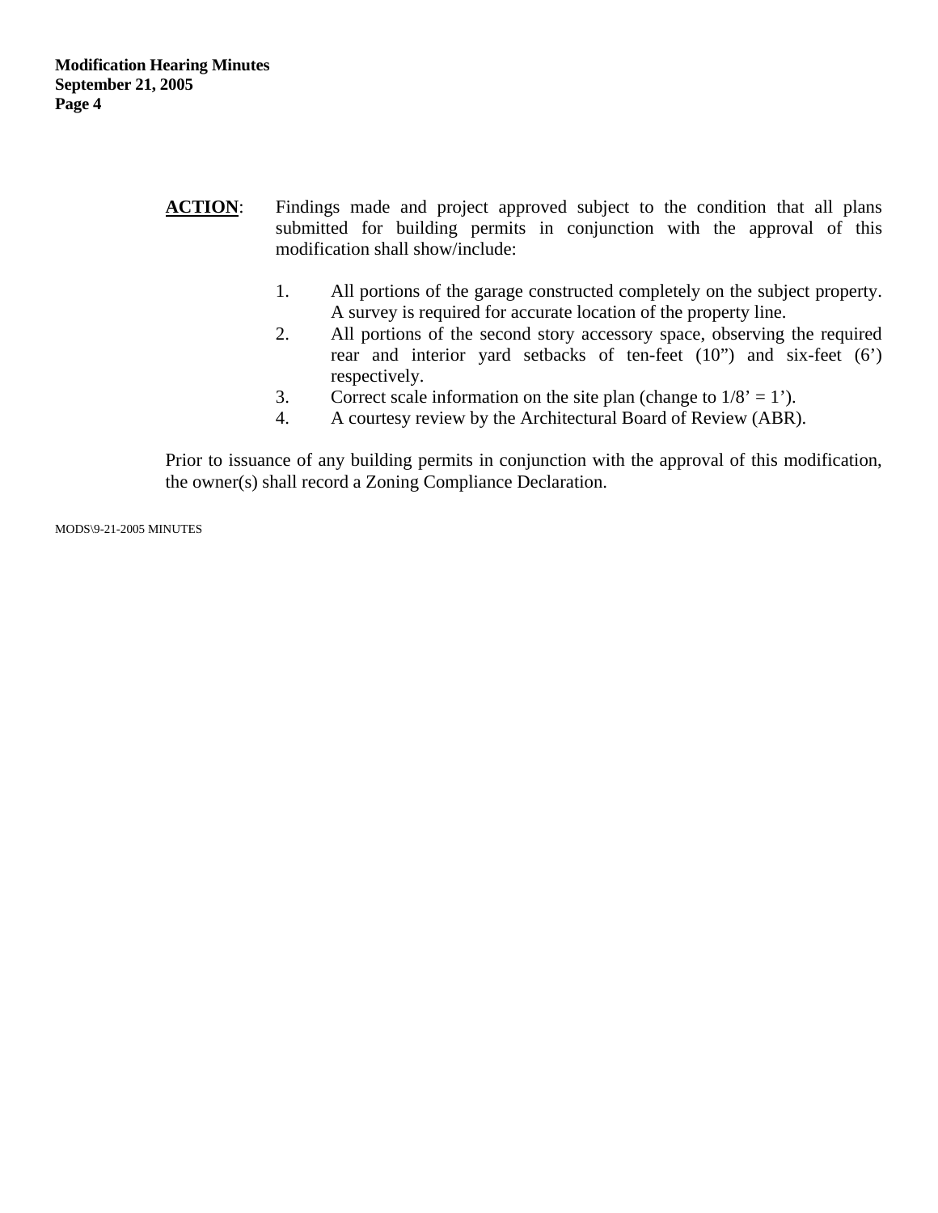**ACTION**: Findings made and project approved subject to the condition that all plans submitted for building permits in conjunction with the approval of this modification shall show/include:

1. All portions of the garage constructed completely on the subject property. A survey is required for accurate location of the property line.
2. All portions of the second story accessory space, observing the required rear and interior yard setbacks of ten-feet (10”) and six-feet (6’) respectively.
3. Correct scale information on the site plan (change to 1/8’ = 1’).
4. A courtesy review by the Architectural Board of Review (ABR).

Prior to issuance of any building permits in conjunction with the approval of this modification, the owner(s) shall record a Zoning Compliance Declaration.

MODS\9-21-2005 MINUTES